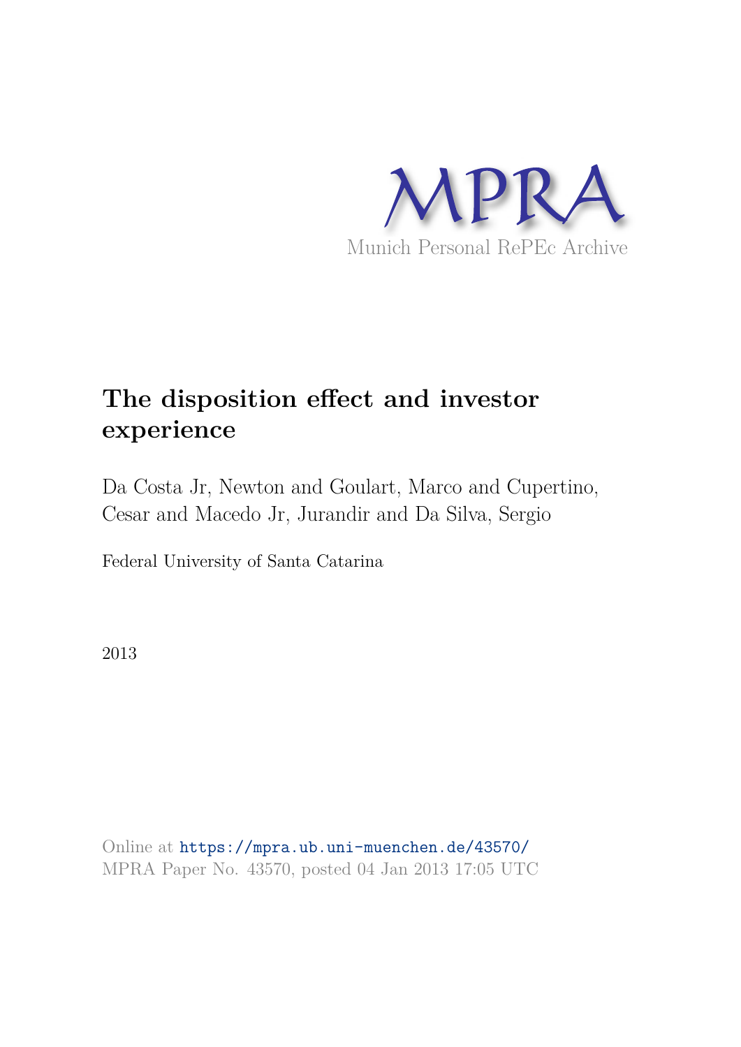MPRA

Munich Personal RePEc Archive

# The disposition effect and investor experience

Da Costa Jr, Newton and Goulart, Marco and Cupertino, Cesar and Macedo Jr, Jurandir and Da Silva, Sergio

Federal University of Santa Catarina

2013

Online at https://mpra.ub.uni-muenchen.de/43570/
MPRA Paper No. 43570, posted 04 Jan 2013 17:05 UTC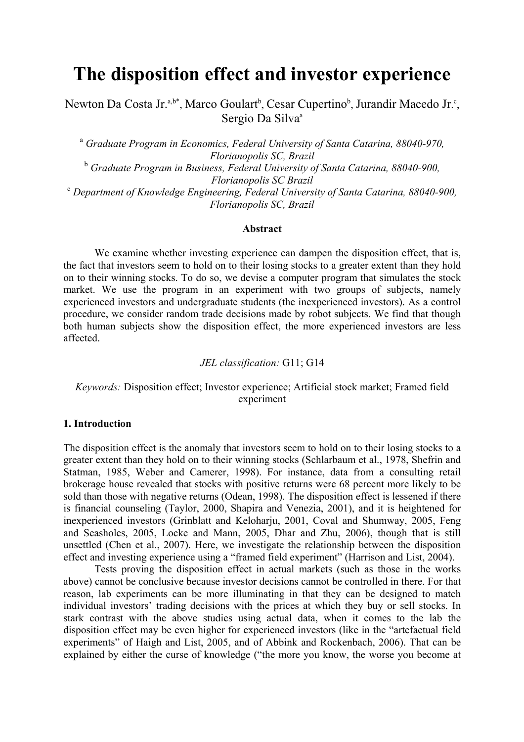# The disposition effect and investor experience

Newton Da Costa Jr.[a,b*], Marco Goulart[b], Cesar Cupertino[b], Jurandir Macedo Jr.[c], Sergio Da Silva[a]

[a] *Graduate Program in Economics, Federal University of Santa Catarina, 88040-970, Florianopolis SC, Brazil*
[b] *Graduate Program in Business, Federal University of Santa Catarina, 88040-900, Florianopolis SC Brazil*
[c] *Department of Knowledge Engineering, Federal University of Santa Catarina, 88040-900, Florianopolis SC, Brazil*

**Abstract**

We examine whether investing experience can dampen the disposition effect, that is, the fact that investors seem to hold on to their losing stocks to a greater extent than they hold on to their winning stocks. To do so, we devise a computer program that simulates the stock market. We use the program in an experiment with two groups of subjects, namely experienced investors and undergraduate students (the inexperienced investors). As a control procedure, we consider random trade decisions made by robot subjects. We find that though both human subjects show the disposition effect, the more experienced investors are less affected.

*JEL classification:* G11; G14

*Keywords:* Disposition effect; Investor experience; Artificial stock market; Framed field experiment

## 1. Introduction

The disposition effect is the anomaly that investors seem to hold on to their losing stocks to a greater extent than they hold on to their winning stocks (Schlarbaum et al., 1978, Shefrin and Statman, 1985, Weber and Camerer, 1998). For instance, data from a consulting retail brokerage house revealed that stocks with positive returns were 68 percent more likely to be sold than those with negative returns (Odean, 1998). The disposition effect is lessened if there is financial counseling (Taylor, 2000, Shapira and Venezia, 2001), and it is heightened for inexperienced investors (Grinblatt and Keloharju, 2001, Coval and Shumway, 2005, Feng and Seasholes, 2005, Locke and Mann, 2005, Dhar and Zhu, 2006), though that is still unsettled (Chen et al., 2007). Here, we investigate the relationship between the disposition effect and investing experience using a "framed field experiment" (Harrison and List, 2004).

Tests proving the disposition effect in actual markets (such as those in the works above) cannot be conclusive because investor decisions cannot be controlled in there. For that reason, lab experiments can be more illuminating in that they can be designed to match individual investors' trading decisions with the prices at which they buy or sell stocks. In stark contrast with the above studies using actual data, when it comes to the lab the disposition effect may be even higher for experienced investors (like in the "artefactual field experiments" of Haigh and List, 2005, and of Abbink and Rockenbach, 2006). That can be explained by either the curse of knowledge ("the more you know, the worse you become at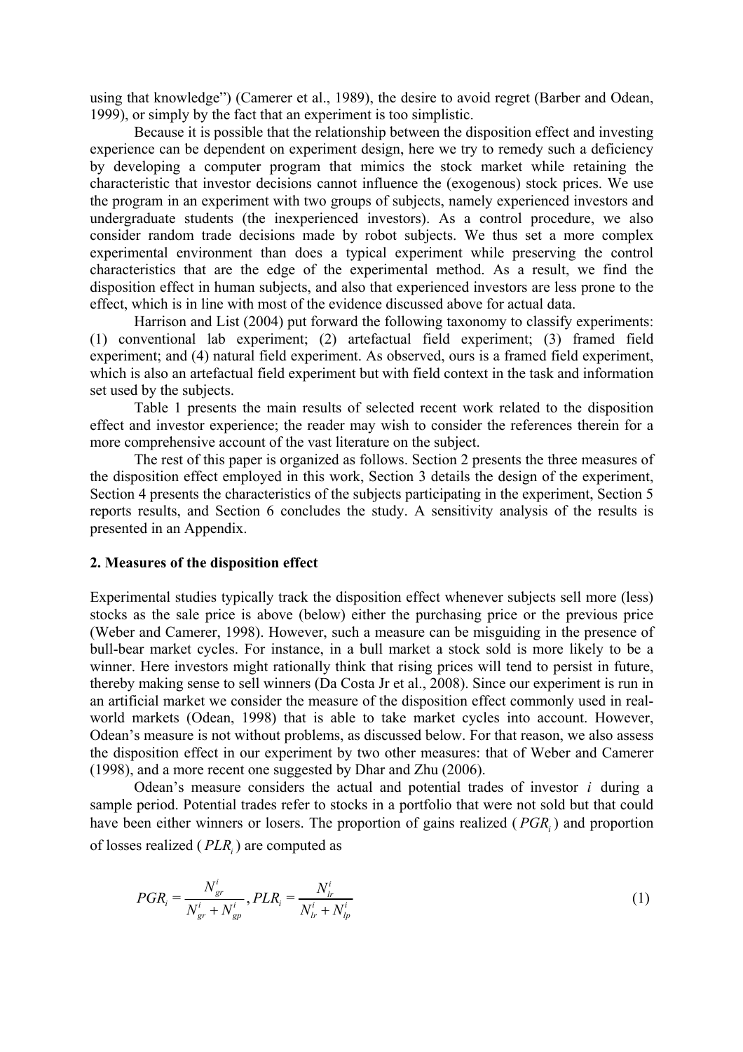using that knowledge") (Camerer et al., 1989), the desire to avoid regret (Barber and Odean, 1999), or simply by the fact that an experiment is too simplistic.

Because it is possible that the relationship between the disposition effect and investing experience can be dependent on experiment design, here we try to remedy such a deficiency by developing a computer program that mimics the stock market while retaining the characteristic that investor decisions cannot influence the (exogenous) stock prices. We use the program in an experiment with two groups of subjects, namely experienced investors and undergraduate students (the inexperienced investors). As a control procedure, we also consider random trade decisions made by robot subjects. We thus set a more complex experimental environment than does a typical experiment while preserving the control characteristics that are the edge of the experimental method. As a result, we find the disposition effect in human subjects, and also that experienced investors are less prone to the effect, which is in line with most of the evidence discussed above for actual data.

Harrison and List (2004) put forward the following taxonomy to classify experiments: (1) conventional lab experiment; (2) artefactual field experiment; (3) framed field experiment; and (4) natural field experiment. As observed, ours is a framed field experiment, which is also an artefactual field experiment but with field context in the task and information set used by the subjects.

Table 1 presents the main results of selected recent work related to the disposition effect and investor experience; the reader may wish to consider the references therein for a more comprehensive account of the vast literature on the subject.

The rest of this paper is organized as follows. Section 2 presents the three measures of the disposition effect employed in this work, Section 3 details the design of the experiment, Section 4 presents the characteristics of the subjects participating in the experiment, Section 5 reports results, and Section 6 concludes the study. A sensitivity analysis of the results is presented in an Appendix.

## 2. Measures of the disposition effect

Experimental studies typically track the disposition effect whenever subjects sell more (less) stocks as the sale price is above (below) either the purchasing price or the previous price (Weber and Camerer, 1998). However, such a measure can be misguiding in the presence of bull-bear market cycles. For instance, in a bull market a stock sold is more likely to be a winner. Here investors might rationally think that rising prices will tend to persist in future, thereby making sense to sell winners (Da Costa Jr et al., 2008). Since our experiment is run in an artificial market we consider the measure of the disposition effect commonly used in real-world markets (Odean, 1998) that is able to take market cycles into account. However, Odean's measure is not without problems, as discussed below. For that reason, we also assess the disposition effect in our experiment by two other measures: that of Weber and Camerer (1998), and a more recent one suggested by Dhar and Zhu (2006).

Odean's measure considers the actual and potential trades of investor $i$ during a sample period. Potential trades refer to stocks in a portfolio that were not sold but that could have been either winners or losers. The proportion of gains realized ($PGR_i$) and proportion of losses realized ($PLR_i$) are computed as

$$PGR_i = \frac{N_{gr}^i}{N_{gr}^i + N_{gp}^i}, \quad PLR_i = \frac{N_{lr}^i}{N_{lr}^i + N_{lp}^i} \tag{1}$$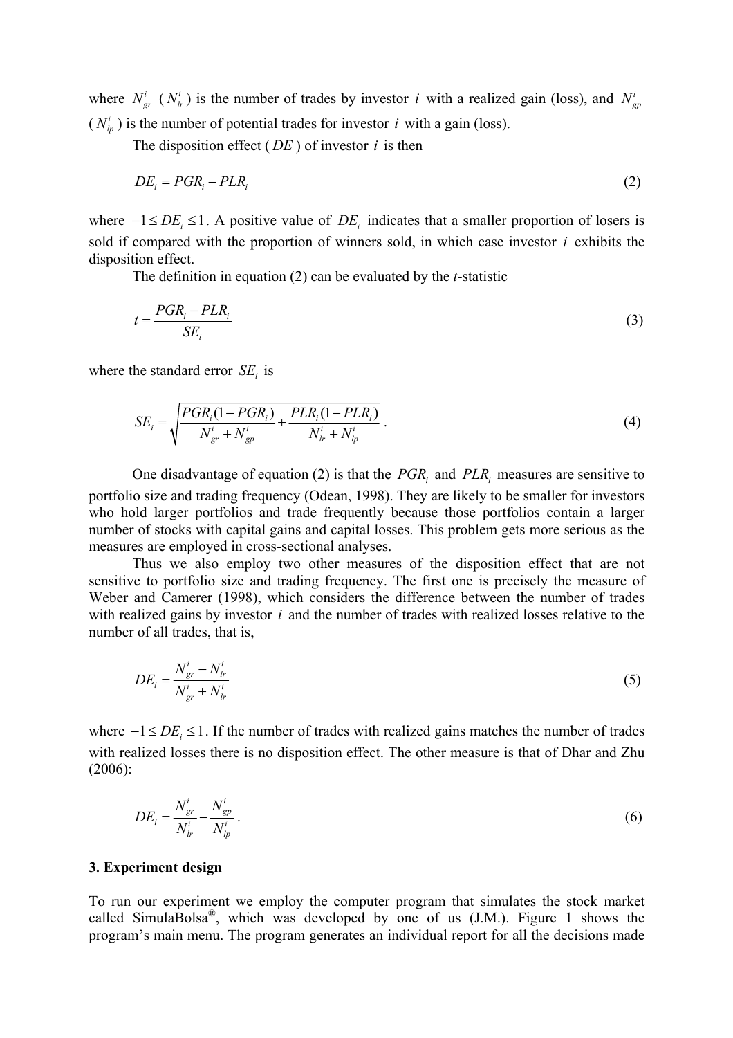where $N^i_{gr}$ ($N^i_{lr}$) is the number of trades by investor $i$ with a realized gain (loss), and $N^i_{gp}$ ($N^i_{lp}$) is the number of potential trades for investor $i$ with a gain (loss).

The disposition effect ($DE$) of investor $i$ is then

$$DE_i = PGR_i - PLR_i \tag{2}$$

where $-1 \le DE_i \le 1$. A positive value of $DE_i$ indicates that a smaller proportion of losers is sold if compared with the proportion of winners sold, in which case investor $i$ exhibits the disposition effect.

The definition in equation (2) can be evaluated by the *t*-statistic

$$t = \frac{PGR_i - PLR_i}{SE_i} \tag{3}$$

where the standard error $SE_i$ is

$$SE_i = \sqrt{\frac{PGR_i(1-PGR_i)}{N^i_{gr} + N^i_{gp}} + \frac{PLR_i(1-PLR_i)}{N^i_{lr} + N^i_{lp}}}\,. \tag{4}$$

One disadvantage of equation (2) is that the $PGR_i$ and $PLR_i$ measures are sensitive to portfolio size and trading frequency (Odean, 1998). They are likely to be smaller for investors who hold larger portfolios and trade frequently because those portfolios contain a larger number of stocks with capital gains and capital losses. This problem gets more serious as the measures are employed in cross-sectional analyses.

Thus we also employ two other measures of the disposition effect that are not sensitive to portfolio size and trading frequency. The first one is precisely the measure of Weber and Camerer (1998), which considers the difference between the number of trades with realized gains by investor $i$ and the number of trades with realized losses relative to the number of all trades, that is,

$$DE_i = \frac{N^i_{gr} - N^i_{lr}}{N^i_{gr} + N^i_{lr}} \tag{5}$$

where $-1 \le DE_i \le 1$. If the number of trades with realized gains matches the number of trades with realized losses there is no disposition effect. The other measure is that of Dhar and Zhu (2006):

$$DE_i = \frac{N^i_{gr}}{N^i_{lr}} - \frac{N^i_{gp}}{N^i_{lp}}\,. \tag{6}$$

## 3. Experiment design

To run our experiment we employ the computer program that simulates the stock market called SimulaBolsa®, which was developed by one of us (J.M.). Figure 1 shows the program's main menu. The program generates an individual report for all the decisions made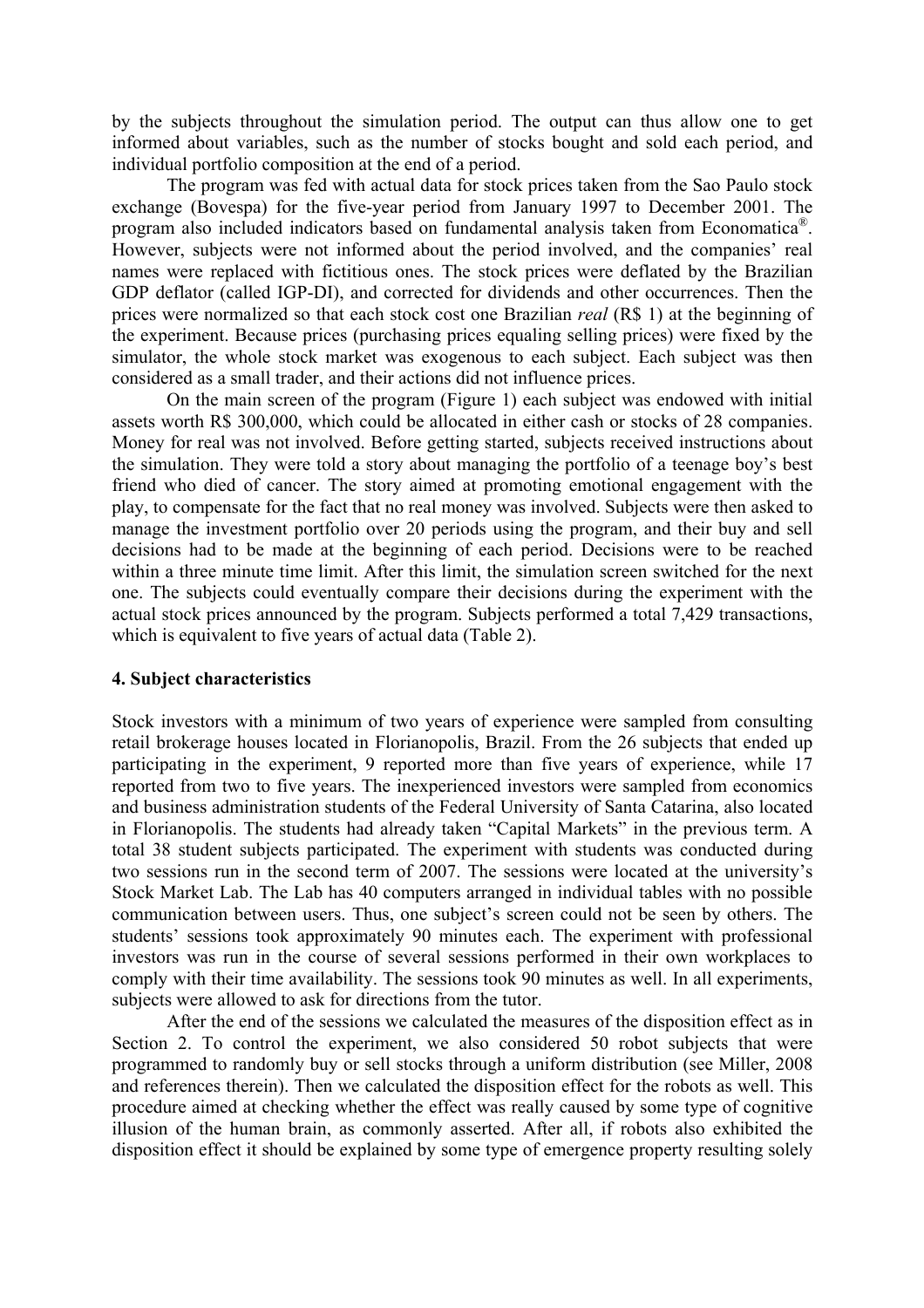by the subjects throughout the simulation period. The output can thus allow one to get informed about variables, such as the number of stocks bought and sold each period, and individual portfolio composition at the end of a period.

The program was fed with actual data for stock prices taken from the Sao Paulo stock exchange (Bovespa) for the five-year period from January 1997 to December 2001. The program also included indicators based on fundamental analysis taken from Economatica®. However, subjects were not informed about the period involved, and the companies' real names were replaced with fictitious ones. The stock prices were deflated by the Brazilian GDP deflator (called IGP-DI), and corrected for dividends and other occurrences. Then the prices were normalized so that each stock cost one Brazilian *real* (R$ 1) at the beginning of the experiment. Because prices (purchasing prices equaling selling prices) were fixed by the simulator, the whole stock market was exogenous to each subject. Each subject was then considered as a small trader, and their actions did not influence prices.

On the main screen of the program (Figure 1) each subject was endowed with initial assets worth R$ 300,000, which could be allocated in either cash or stocks of 28 companies. Money for real was not involved. Before getting started, subjects received instructions about the simulation. They were told a story about managing the portfolio of a teenage boy's best friend who died of cancer. The story aimed at promoting emotional engagement with the play, to compensate for the fact that no real money was involved. Subjects were then asked to manage the investment portfolio over 20 periods using the program, and their buy and sell decisions had to be made at the beginning of each period. Decisions were to be reached within a three minute time limit. After this limit, the simulation screen switched for the next one. The subjects could eventually compare their decisions during the experiment with the actual stock prices announced by the program. Subjects performed a total 7,429 transactions, which is equivalent to five years of actual data (Table 2).

## 4. Subject characteristics

Stock investors with a minimum of two years of experience were sampled from consulting retail brokerage houses located in Florianopolis, Brazil. From the 26 subjects that ended up participating in the experiment, 9 reported more than five years of experience, while 17 reported from two to five years. The inexperienced investors were sampled from economics and business administration students of the Federal University of Santa Catarina, also located in Florianopolis. The students had already taken "Capital Markets" in the previous term. A total 38 student subjects participated. The experiment with students was conducted during two sessions run in the second term of 2007. The sessions were located at the university's Stock Market Lab. The Lab has 40 computers arranged in individual tables with no possible communication between users. Thus, one subject's screen could not be seen by others. The students' sessions took approximately 90 minutes each. The experiment with professional investors was run in the course of several sessions performed in their own workplaces to comply with their time availability. The sessions took 90 minutes as well. In all experiments, subjects were allowed to ask for directions from the tutor.

After the end of the sessions we calculated the measures of the disposition effect as in Section 2. To control the experiment, we also considered 50 robot subjects that were programmed to randomly buy or sell stocks through a uniform distribution (see Miller, 2008 and references therein). Then we calculated the disposition effect for the robots as well. This procedure aimed at checking whether the effect was really caused by some type of cognitive illusion of the human brain, as commonly asserted. After all, if robots also exhibited the disposition effect it should be explained by some type of emergence property resulting solely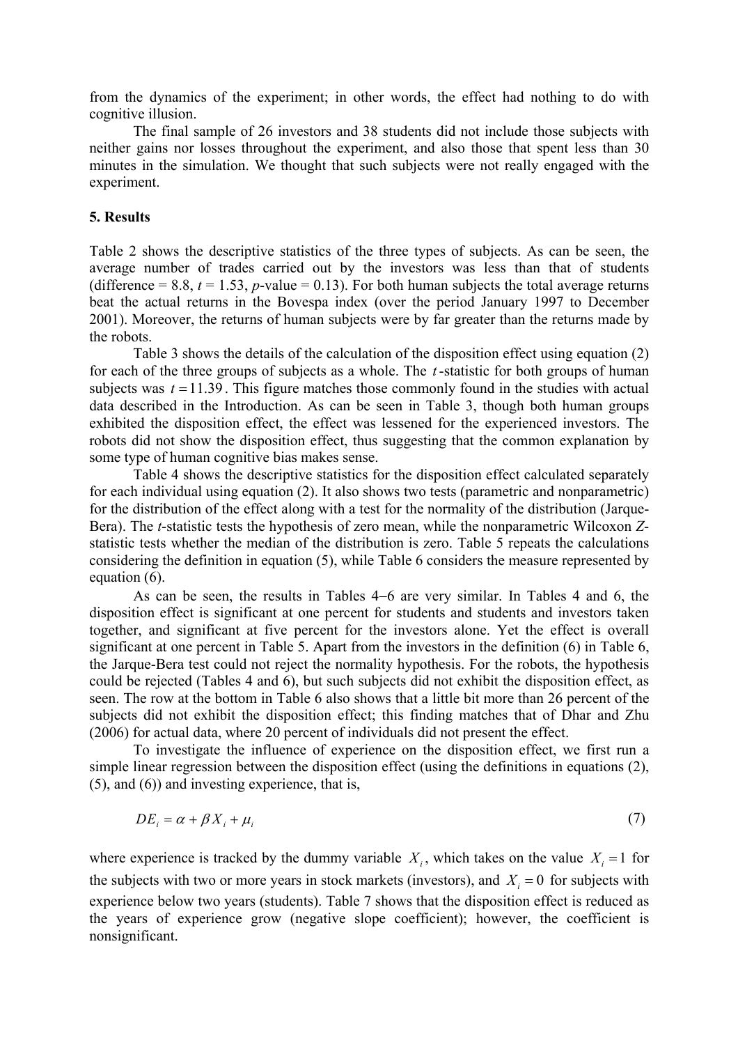from the dynamics of the experiment; in other words, the effect had nothing to do with cognitive illusion.

The final sample of 26 investors and 38 students did not include those subjects with neither gains nor losses throughout the experiment, and also those that spent less than 30 minutes in the simulation. We thought that such subjects were not really engaged with the experiment.

## 5. Results

Table 2 shows the descriptive statistics of the three types of subjects. As can be seen, the average number of trades carried out by the investors was less than that of students (difference = 8.8, $t$ = 1.53, $p$-value = 0.13). For both human subjects the total average returns beat the actual returns in the Bovespa index (over the period January 1997 to December 2001). Moreover, the returns of human subjects were by far greater than the returns made by the robots.

Table 3 shows the details of the calculation of the disposition effect using equation (2) for each of the three groups of subjects as a whole. The $t$-statistic for both groups of human subjects was $t = 11.39$. This figure matches those commonly found in the studies with actual data described in the Introduction. As can be seen in Table 3, though both human groups exhibited the disposition effect, the effect was lessened for the experienced investors. The robots did not show the disposition effect, thus suggesting that the common explanation by some type of human cognitive bias makes sense.

Table 4 shows the descriptive statistics for the disposition effect calculated separately for each individual using equation (2). It also shows two tests (parametric and nonparametric) for the distribution of the effect along with a test for the normality of the distribution (Jarque-Bera). The $t$-statistic tests the hypothesis of zero mean, while the nonparametric Wilcoxon $Z$-statistic tests whether the median of the distribution is zero. Table 5 repeats the calculations considering the definition in equation (5), while Table 6 considers the measure represented by equation (6).

As can be seen, the results in Tables 4–6 are very similar. In Tables 4 and 6, the disposition effect is significant at one percent for students and students and investors taken together, and significant at five percent for the investors alone. Yet the effect is overall significant at one percent in Table 5. Apart from the investors in the definition (6) in Table 6, the Jarque-Bera test could not reject the normality hypothesis. For the robots, the hypothesis could be rejected (Tables 4 and 6), but such subjects did not exhibit the disposition effect, as seen. The row at the bottom in Table 6 also shows that a little bit more than 26 percent of the subjects did not exhibit the disposition effect; this finding matches that of Dhar and Zhu (2006) for actual data, where 20 percent of individuals did not present the effect.

To investigate the influence of experience on the disposition effect, we first run a simple linear regression between the disposition effect (using the definitions in equations (2), (5), and (6)) and investing experience, that is,

$$DE_i = \alpha + \beta X_i + \mu_i \tag{7}$$

where experience is tracked by the dummy variable $X_i$, which takes on the value $X_i = 1$ for the subjects with two or more years in stock markets (investors), and $X_i = 0$ for subjects with experience below two years (students). Table 7 shows that the disposition effect is reduced as the years of experience grow (negative slope coefficient); however, the coefficient is nonsignificant.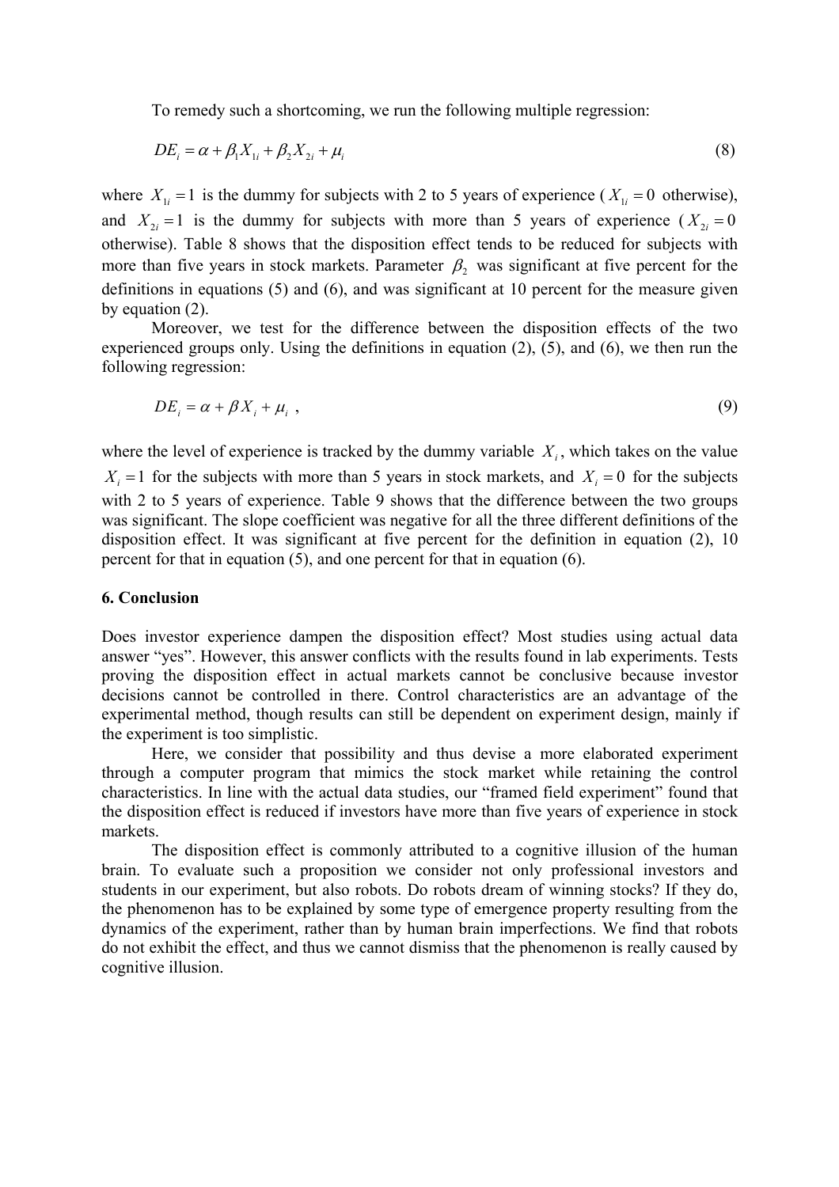To remedy such a shortcoming, we run the following multiple regression:

$$DE_i = \alpha + \beta_1 X_{1i} + \beta_2 X_{2i} + \mu_i \tag{8}$$

where $X_{1i} = 1$ is the dummy for subjects with 2 to 5 years of experience ($X_{1i} = 0$ otherwise), and $X_{2i} = 1$ is the dummy for subjects with more than 5 years of experience ($X_{2i} = 0$ otherwise). Table 8 shows that the disposition effect tends to be reduced for subjects with more than five years in stock markets. Parameter $\beta_2$ was significant at five percent for the definitions in equations (5) and (6), and was significant at 10 percent for the measure given by equation (2).

Moreover, we test for the difference between the disposition effects of the two experienced groups only. Using the definitions in equation (2), (5), and (6), we then run the following regression:

$$DE_i = \alpha + \beta X_i + \mu_i \ , \tag{9}$$

where the level of experience is tracked by the dummy variable $X_i$, which takes on the value $X_i = 1$ for the subjects with more than 5 years in stock markets, and $X_i = 0$ for the subjects with 2 to 5 years of experience. Table 9 shows that the difference between the two groups was significant. The slope coefficient was negative for all the three different definitions of the disposition effect. It was significant at five percent for the definition in equation (2), 10 percent for that in equation (5), and one percent for that in equation (6).

**6. Conclusion**

Does investor experience dampen the disposition effect? Most studies using actual data answer "yes". However, this answer conflicts with the results found in lab experiments. Tests proving the disposition effect in actual markets cannot be conclusive because investor decisions cannot be controlled in there. Control characteristics are an advantage of the experimental method, though results can still be dependent on experiment design, mainly if the experiment is too simplistic.

Here, we consider that possibility and thus devise a more elaborated experiment through a computer program that mimics the stock market while retaining the control characteristics. In line with the actual data studies, our "framed field experiment" found that the disposition effect is reduced if investors have more than five years of experience in stock markets.

The disposition effect is commonly attributed to a cognitive illusion of the human brain. To evaluate such a proposition we consider not only professional investors and students in our experiment, but also robots. Do robots dream of winning stocks? If they do, the phenomenon has to be explained by some type of emergence property resulting from the dynamics of the experiment, rather than by human brain imperfections. We find that robots do not exhibit the effect, and thus we cannot dismiss that the phenomenon is really caused by cognitive illusion.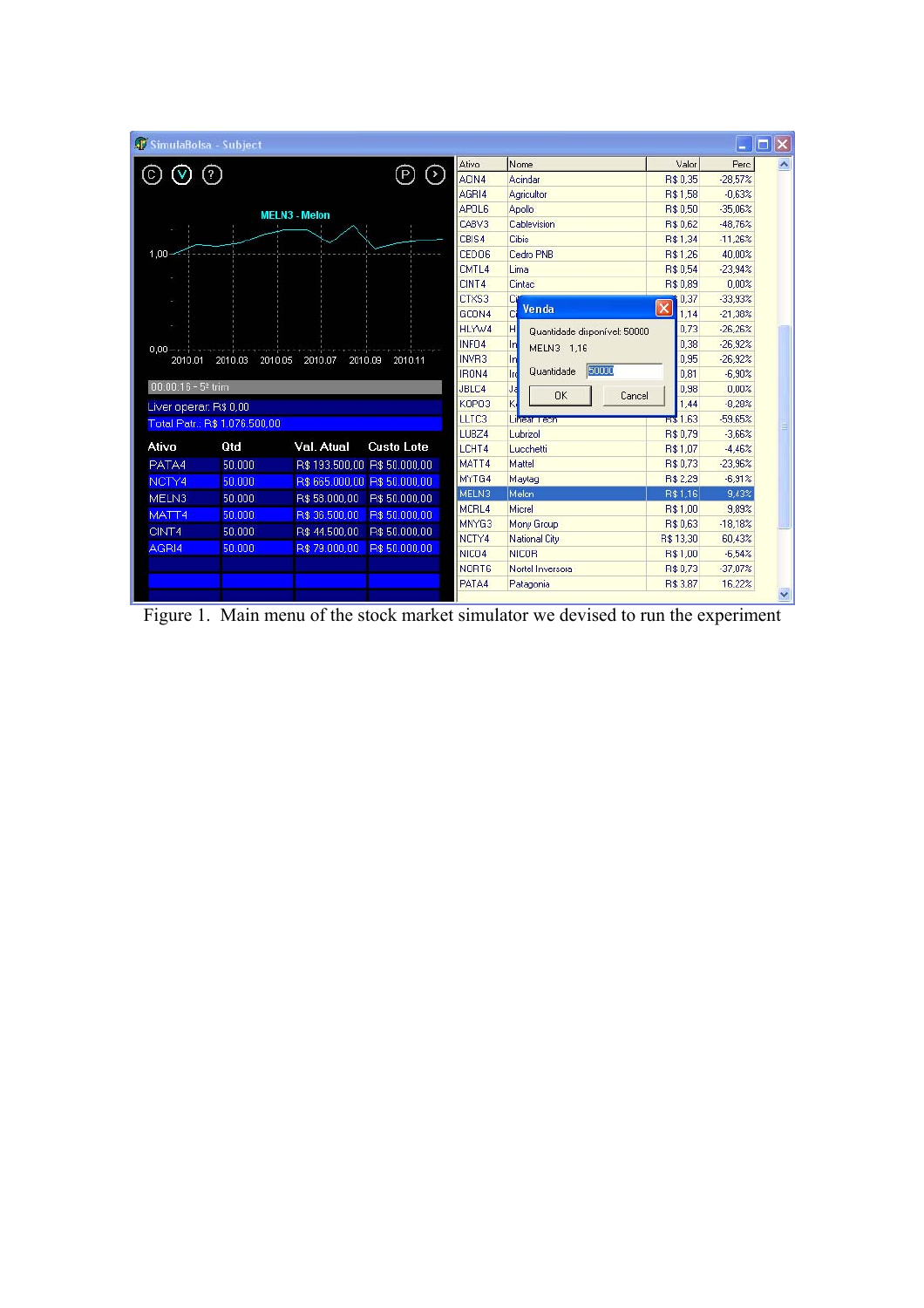Figure 1. Main menu of the stock market simulator we devised to run the experiment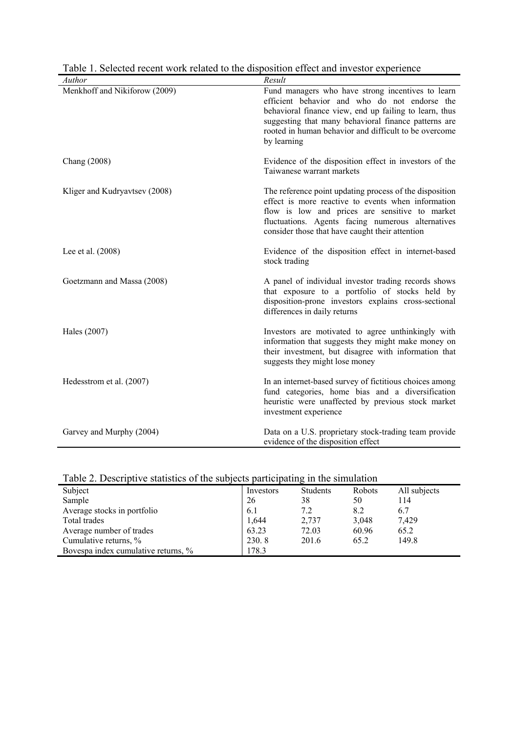Table 1. Selected recent work related to the disposition effect and investor experience

| *Author* | *Result* |
|---|---|
| Menkhoff and Nikiforow (2009) | Fund managers who have strong incentives to learn efficient behavior and who do not endorse the behavioral finance view, end up failing to learn, thus suggesting that many behavioral finance patterns are rooted in human behavior and difficult to be overcome by learning |
| Chang (2008) | Evidence of the disposition effect in investors of the Taiwanese warrant markets |
| Kliger and Kudryavtsev (2008) | The reference point updating process of the disposition effect is more reactive to events when information flow is low and prices are sensitive to market fluctuations. Agents facing numerous alternatives consider those that have caught their attention |
| Lee et al. (2008) | Evidence of the disposition effect in internet-based stock trading |
| Goetzmann and Massa (2008) | A panel of individual investor trading records shows that exposure to a portfolio of stocks held by disposition-prone investors explains cross-sectional differences in daily returns |
| Hales (2007) | Investors are motivated to agree unthinkingly with information that suggests they might make money on their investment, but disagree with information that suggests they might lose money |
| Hedesstrom et al. (2007) | In an internet-based survey of fictitious choices among fund categories, home bias and a diversification heuristic were unaffected by previous stock market investment experience |
| Garvey and Murphy (2004) | Data on a U.S. proprietary stock-trading team provide evidence of the disposition effect |

Table 2. Descriptive statistics of the subjects participating in the simulation

| Subject | Investors | Students | Robots | All subjects |
|---|---|---|---|---|
| Sample | 26 | 38 | 50 | 114 |
| Average stocks in portfolio | 6.1 | 7.2 | 8.2 | 6.7 |
| Total trades | 1,644 | 2,737 | 3,048 | 7,429 |
| Average number of trades | 63.23 | 72.03 | 60.96 | 65.2 |
| Cumulative returns, % | 230. 8 | 201.6 | 65.2 | 149.8 |
| Bovespa index cumulative returns, % | 178.3 | | | |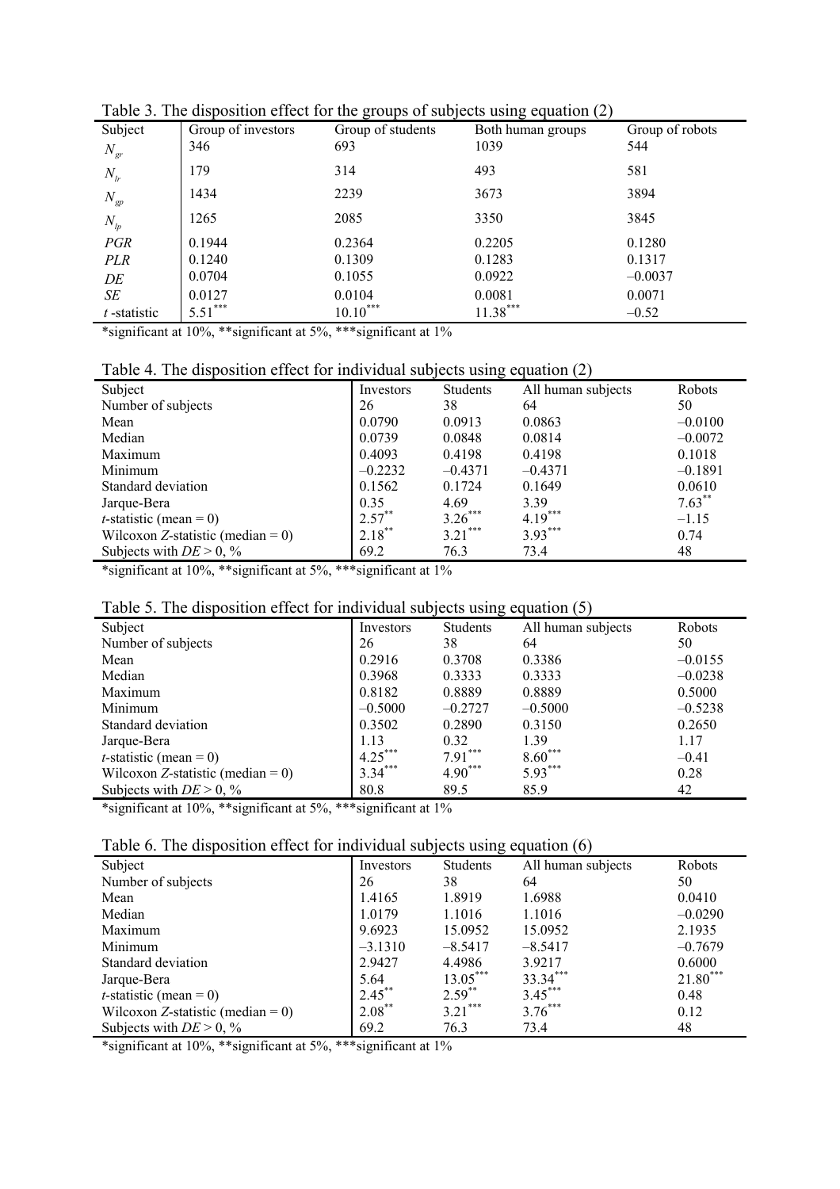Table 3. The disposition effect for the groups of subjects using equation (2)

| Subject | Group of investors | Group of students | Both human groups | Group of robots |
|---|---|---|---|---|
| $N_{gr}$ | 346 | 693 | 1039 | 544 |
| $N_{lr}$ | 179 | 314 | 493 | 581 |
| $N_{gp}$ | 1434 | 2239 | 3673 | 3894 |
| $N_{lp}$ | 1265 | 2085 | 3350 | 3845 |
| *PGR* | 0.1944 | 0.2364 | 0.2205 | 0.1280 |
| *PLR* | 0.1240 | 0.1309 | 0.1283 | 0.1317 |
| *DE* | 0.0704 | 0.1055 | 0.0922 | –0.0037 |
| *SE* | 0.0127 | 0.0104 | 0.0081 | 0.0071 |
| *t*-statistic | 5.51*** | 10.10*** | 11.38*** | –0.52 |

*significant at 10%, **significant at 5%, ***significant at 1%

Table 4. The disposition effect for individual subjects using equation (2)

| Subject | Investors | Students | All human subjects | Robots |
|---|---|---|---|---|
| Number of subjects | 26 | 38 | 64 | 50 |
| Mean | 0.0790 | 0.0913 | 0.0863 | –0.0100 |
| Median | 0.0739 | 0.0848 | 0.0814 | –0.0072 |
| Maximum | 0.4093 | 0.4198 | 0.4198 | 0.1018 |
| Minimum | –0.2232 | –0.4371 | –0.4371 | –0.1891 |
| Standard deviation | 0.1562 | 0.1724 | 0.1649 | 0.0610 |
| Jarque-Bera | 0.35 | 4.69 | 3.39 | 7.63** |
| *t*-statistic (mean = 0) | 2.57** | 3.26*** | 4.19*** | –1.15 |
| Wilcoxon *Z*-statistic (median = 0) | 2.18** | 3.21*** | 3.93*** | 0.74 |
| Subjects with *DE* > 0, % | 69.2 | 76.3 | 73.4 | 48 |

*significant at 10%, **significant at 5%, ***significant at 1%

Table 5. The disposition effect for individual subjects using equation (5)

| Subject | Investors | Students | All human subjects | Robots |
|---|---|---|---|---|
| Number of subjects | 26 | 38 | 64 | 50 |
| Mean | 0.2916 | 0.3708 | 0.3386 | –0.0155 |
| Median | 0.3968 | 0.3333 | 0.3333 | –0.0238 |
| Maximum | 0.8182 | 0.8889 | 0.8889 | 0.5000 |
| Minimum | –0.5000 | –0.2727 | –0.5000 | –0.5238 |
| Standard deviation | 0.3502 | 0.2890 | 0.3150 | 0.2650 |
| Jarque-Bera | 1.13 | 0.32 | 1.39 | 1.17 |
| *t*-statistic (mean = 0) | 4.25*** | 7.91*** | 8.60*** | –0.41 |
| Wilcoxon *Z*-statistic (median = 0) | 3.34*** | 4.90*** | 5.93*** | 0.28 |
| Subjects with *DE* > 0, % | 80.8 | 89.5 | 85.9 | 42 |

*significant at 10%, **significant at 5%, ***significant at 1%

Table 6. The disposition effect for individual subjects using equation (6)

| Subject | Investors | Students | All human subjects | Robots |
|---|---|---|---|---|
| Number of subjects | 26 | 38 | 64 | 50 |
| Mean | 1.4165 | 1.8919 | 1.6988 | 0.0410 |
| Median | 1.0179 | 1.1016 | 1.1016 | –0.0290 |
| Maximum | 9.6923 | 15.0952 | 15.0952 | 2.1935 |
| Minimum | –3.1310 | –8.5417 | –8.5417 | –0.7679 |
| Standard deviation | 2.9427 | 4.4986 | 3.9217 | 0.6000 |
| Jarque-Bera | 5.64 | 13.05*** | 33.34*** | 21.80*** |
| *t*-statistic (mean = 0) | 2.45** | 2.59** | 3.45*** | 0.48 |
| Wilcoxon *Z*-statistic (median = 0) | 2.08** | 3.21*** | 3.76*** | 0.12 |
| Subjects with *DE* > 0, % | 69.2 | 76.3 | 73.4 | 48 |

*significant at 10%, **significant at 5%, ***significant at 1%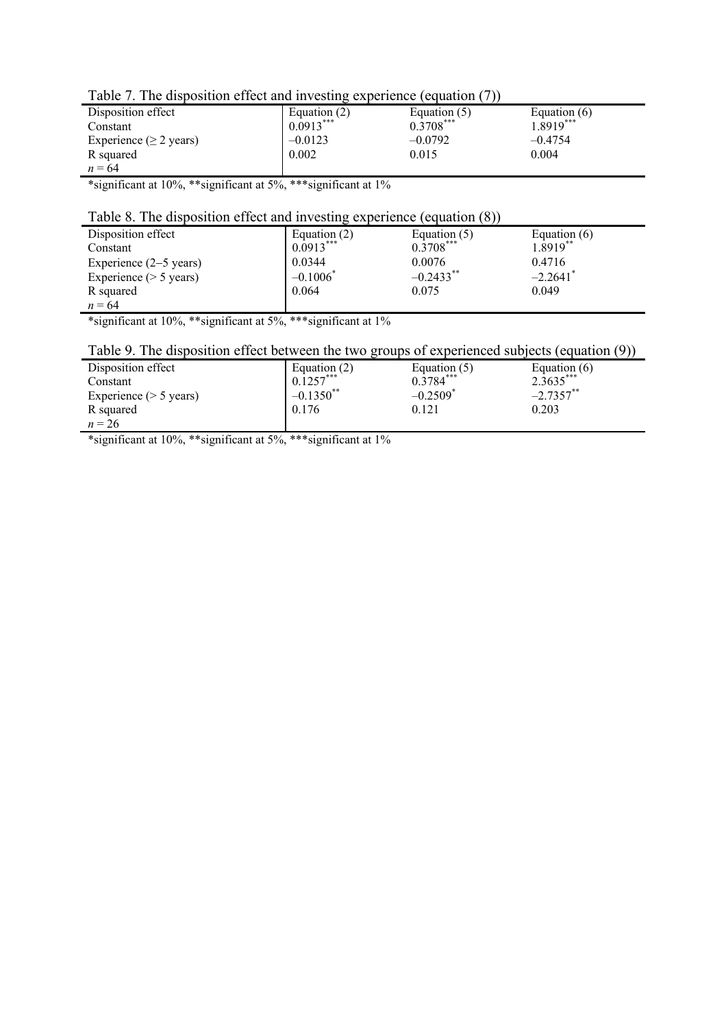Table 7. The disposition effect and investing experience (equation (7))

| Disposition effect | Equation (2) | Equation (5) | Equation (6) |
|---|---|---|---|
| Constant | 0.0913*** | 0.3708*** | 1.8919*** |
| Experience (≥ 2 years) | –0.0123 | –0.0792 | –0.4754 |
| R squared | 0.002 | 0.015 | 0.004 |
| $n = 64$ | | | |

*significant at 10%, **significant at 5%, ***significant at 1%

Table 8. The disposition effect and investing experience (equation (8))

| Disposition effect | Equation (2) | Equation (5) | Equation (6) |
|---|---|---|---|
| Constant | 0.0913*** | 0.3708*** | 1.8919** |
| Experience (2–5 years) | 0.0344 | 0.0076 | 0.4716 |
| Experience (> 5 years) | –0.1006* | –0.2433** | –2.2641* |
| R squared | 0.064 | 0.075 | 0.049 |
| $n = 64$ | | | |

*significant at 10%, **significant at 5%, ***significant at 1%

Table 9. The disposition effect between the two groups of experienced subjects (equation (9))

| Disposition effect | Equation (2) | Equation (5) | Equation (6) |
|---|---|---|---|
| Constant | 0.1257*** | 0.3784*** | 2.3635*** |
| Experience (> 5 years) | –0.1350** | –0.2509* | –2.7357** |
| R squared | 0.176 | 0.121 | 0.203 |
| $n = 26$ | | | |

*significant at 10%, **significant at 5%, ***significant at 1%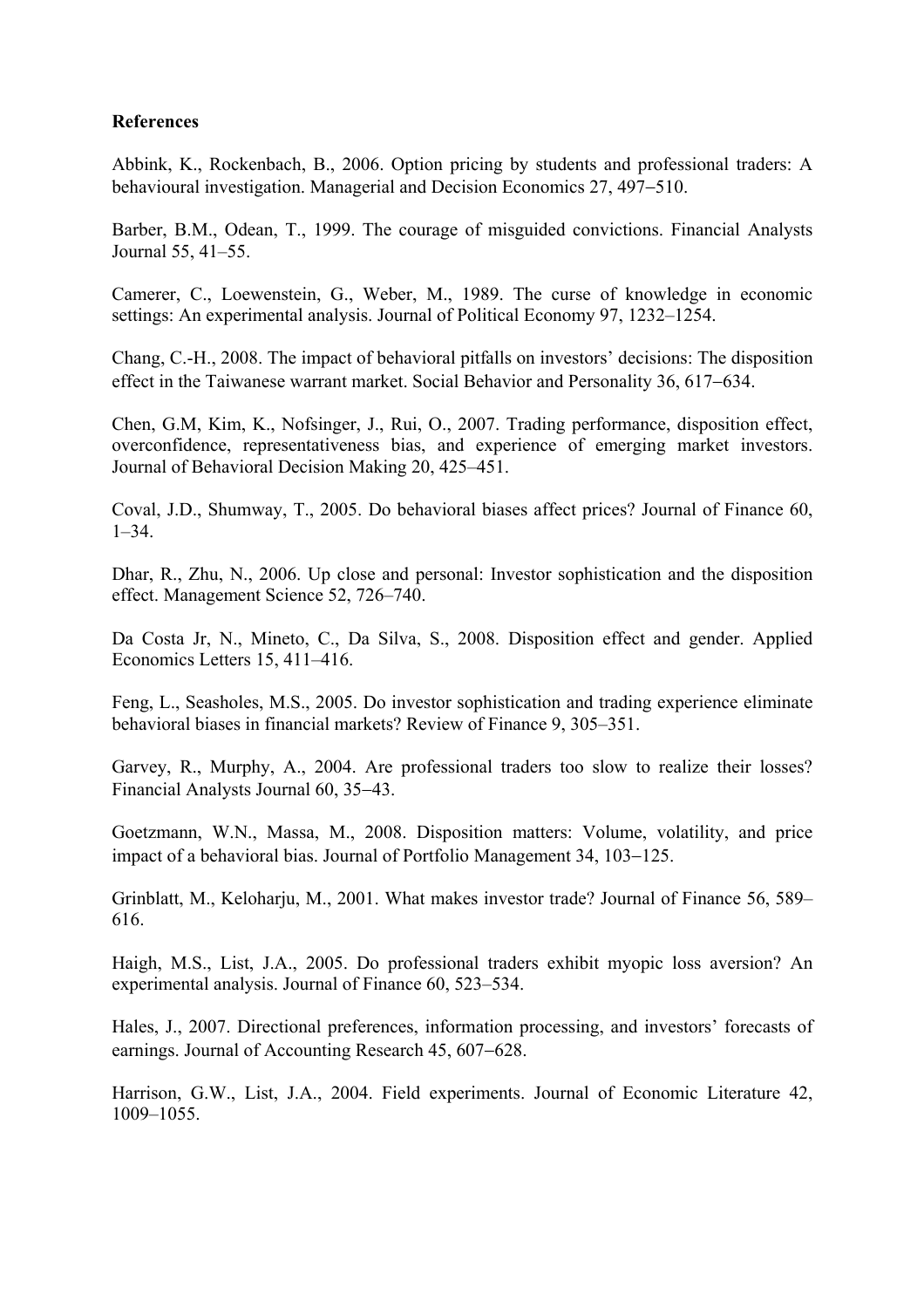**References**

Abbink, K., Rockenbach, B., 2006. Option pricing by students and professional traders: A behavioural investigation. Managerial and Decision Economics 27, 497–510.

Barber, B.M., Odean, T., 1999. The courage of misguided convictions. Financial Analysts Journal 55, 41–55.

Camerer, C., Loewenstein, G., Weber, M., 1989. The curse of knowledge in economic settings: An experimental analysis. Journal of Political Economy 97, 1232–1254.

Chang, C.-H., 2008. The impact of behavioral pitfalls on investors' decisions: The disposition effect in the Taiwanese warrant market. Social Behavior and Personality 36, 617–634.

Chen, G.M, Kim, K., Nofsinger, J., Rui, O., 2007. Trading performance, disposition effect, overconfidence, representativeness bias, and experience of emerging market investors. Journal of Behavioral Decision Making 20, 425–451.

Coval, J.D., Shumway, T., 2005. Do behavioral biases affect prices? Journal of Finance 60, 1–34.

Dhar, R., Zhu, N., 2006. Up close and personal: Investor sophistication and the disposition effect. Management Science 52, 726–740.

Da Costa Jr, N., Mineto, C., Da Silva, S., 2008. Disposition effect and gender. Applied Economics Letters 15, 411–416.

Feng, L., Seasholes, M.S., 2005. Do investor sophistication and trading experience eliminate behavioral biases in financial markets? Review of Finance 9, 305–351.

Garvey, R., Murphy, A., 2004. Are professional traders too slow to realize their losses? Financial Analysts Journal 60, 35–43.

Goetzmann, W.N., Massa, M., 2008. Disposition matters: Volume, volatility, and price impact of a behavioral bias. Journal of Portfolio Management 34, 103–125.

Grinblatt, M., Keloharju, M., 2001. What makes investor trade? Journal of Finance 56, 589–616.

Haigh, M.S., List, J.A., 2005. Do professional traders exhibit myopic loss aversion? An experimental analysis. Journal of Finance 60, 523–534.

Hales, J., 2007. Directional preferences, information processing, and investors' forecasts of earnings. Journal of Accounting Research 45, 607–628.

Harrison, G.W., List, J.A., 2004. Field experiments. Journal of Economic Literature 42, 1009–1055.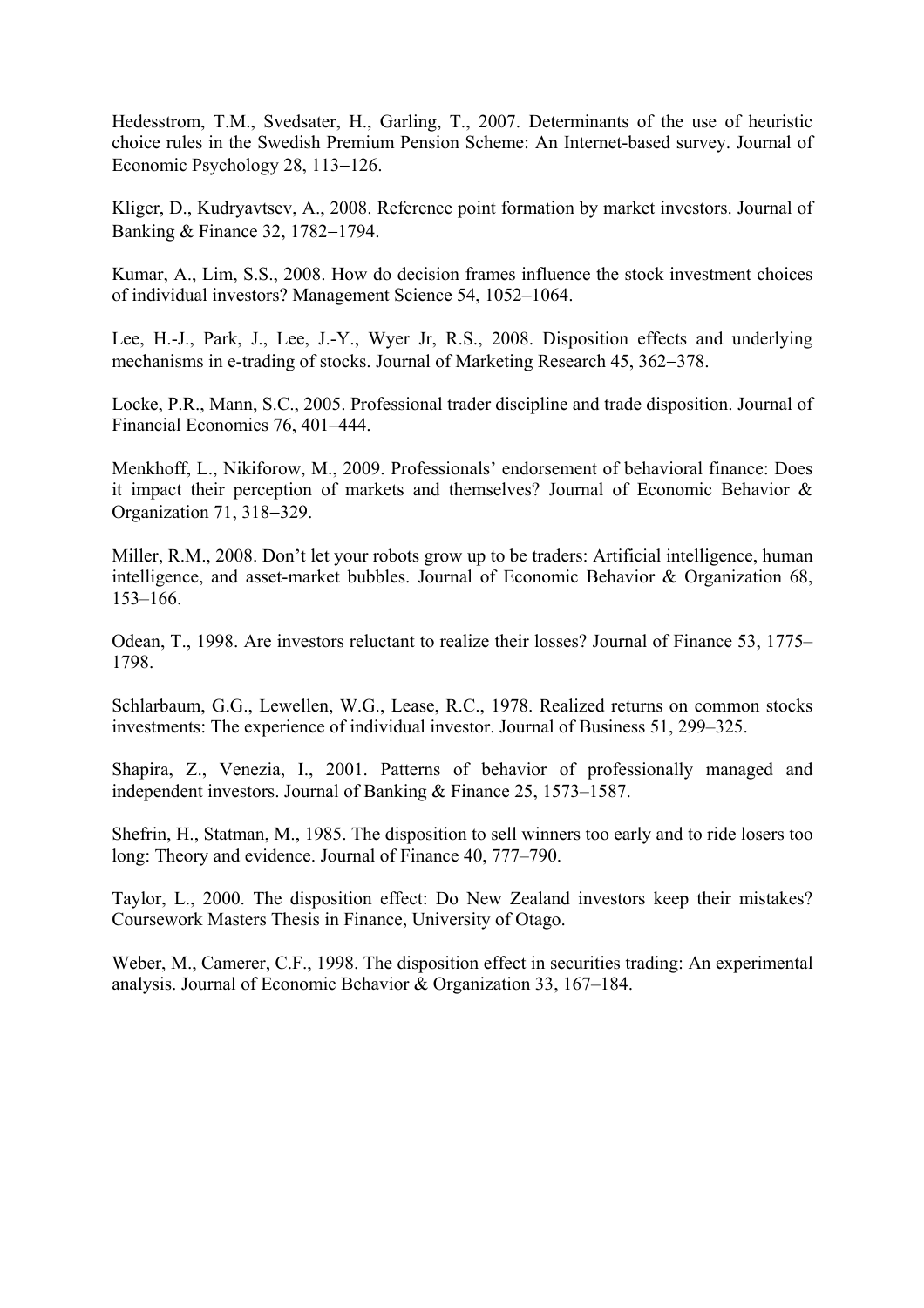Hedesstrom, T.M., Svedsater, H., Garling, T., 2007. Determinants of the use of heuristic choice rules in the Swedish Premium Pension Scheme: An Internet-based survey. Journal of Economic Psychology 28, 113−126.

Kliger, D., Kudryavtsev, A., 2008. Reference point formation by market investors. Journal of Banking & Finance 32, 1782−1794.

Kumar, A., Lim, S.S., 2008. How do decision frames influence the stock investment choices of individual investors? Management Science 54, 1052–1064.

Lee, H.-J., Park, J., Lee, J.-Y., Wyer Jr, R.S., 2008. Disposition effects and underlying mechanisms in e-trading of stocks. Journal of Marketing Research 45, 362−378.

Locke, P.R., Mann, S.C., 2005. Professional trader discipline and trade disposition. Journal of Financial Economics 76, 401–444.

Menkhoff, L., Nikiforow, M., 2009. Professionals' endorsement of behavioral finance: Does it impact their perception of markets and themselves? Journal of Economic Behavior & Organization 71, 318−329.

Miller, R.M., 2008. Don't let your robots grow up to be traders: Artificial intelligence, human intelligence, and asset-market bubbles. Journal of Economic Behavior & Organization 68, 153–166.

Odean, T., 1998. Are investors reluctant to realize their losses? Journal of Finance 53, 1775–1798.

Schlarbaum, G.G., Lewellen, W.G., Lease, R.C., 1978. Realized returns on common stocks investments: The experience of individual investor. Journal of Business 51, 299–325.

Shapira, Z., Venezia, I., 2001. Patterns of behavior of professionally managed and independent investors. Journal of Banking & Finance 25, 1573–1587.

Shefrin, H., Statman, M., 1985. The disposition to sell winners too early and to ride losers too long: Theory and evidence. Journal of Finance 40, 777–790.

Taylor, L., 2000. The disposition effect: Do New Zealand investors keep their mistakes? Coursework Masters Thesis in Finance, University of Otago.

Weber, M., Camerer, C.F., 1998. The disposition effect in securities trading: An experimental analysis. Journal of Economic Behavior & Organization 33, 167–184.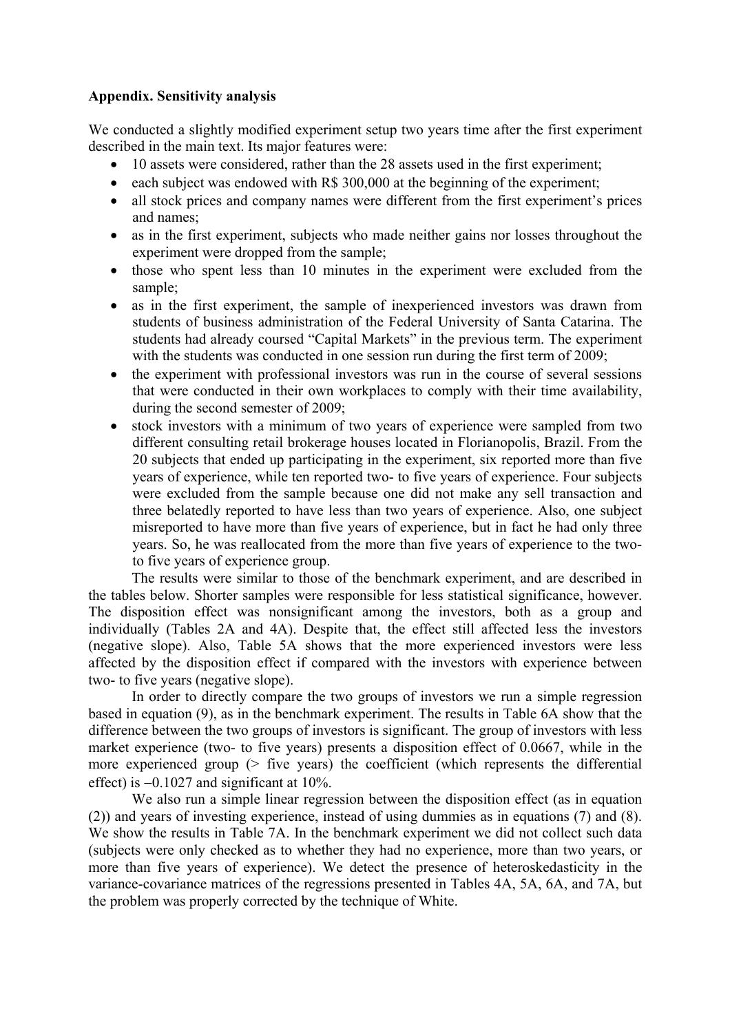**Appendix. Sensitivity analysis**

We conducted a slightly modified experiment setup two years time after the first experiment described in the main text. Its major features were:

- 10 assets were considered, rather than the 28 assets used in the first experiment;
- each subject was endowed with R$ 300,000 at the beginning of the experiment;
- all stock prices and company names were different from the first experiment's prices and names;
- as in the first experiment, subjects who made neither gains nor losses throughout the experiment were dropped from the sample;
- those who spent less than 10 minutes in the experiment were excluded from the sample;
- as in the first experiment, the sample of inexperienced investors was drawn from students of business administration of the Federal University of Santa Catarina. The students had already coursed "Capital Markets" in the previous term. The experiment with the students was conducted in one session run during the first term of 2009;
- the experiment with professional investors was run in the course of several sessions that were conducted in their own workplaces to comply with their time availability, during the second semester of 2009;
- stock investors with a minimum of two years of experience were sampled from two different consulting retail brokerage houses located in Florianopolis, Brazil. From the 20 subjects that ended up participating in the experiment, six reported more than five years of experience, while ten reported two- to five years of experience. Four subjects were excluded from the sample because one did not make any sell transaction and three belatedly reported to have less than two years of experience. Also, one subject misreported to have more than five years of experience, but in fact he had only three years. So, he was reallocated from the more than five years of experience to the two- to five years of experience group.

The results were similar to those of the benchmark experiment, and are described in the tables below. Shorter samples were responsible for less statistical significance, however. The disposition effect was nonsignificant among the investors, both as a group and individually (Tables 2A and 4A). Despite that, the effect still affected less the investors (negative slope). Also, Table 5A shows that the more experienced investors were less affected by the disposition effect if compared with the investors with experience between two- to five years (negative slope).

In order to directly compare the two groups of investors we run a simple regression based in equation (9), as in the benchmark experiment. The results in Table 6A show that the difference between the two groups of investors is significant. The group of investors with less market experience (two- to five years) presents a disposition effect of 0.0667, while in the more experienced group (> five years) the coefficient (which represents the differential effect) is $-0.1027$ and significant at 10%.

We also run a simple linear regression between the disposition effect (as in equation (2)) and years of investing experience, instead of using dummies as in equations (7) and (8). We show the results in Table 7A. In the benchmark experiment we did not collect such data (subjects were only checked as to whether they had no experience, more than two years, or more than five years of experience). We detect the presence of heteroskedasticity in the variance-covariance matrices of the regressions presented in Tables 4A, 5A, 6A, and 7A, but the problem was properly corrected by the technique of White.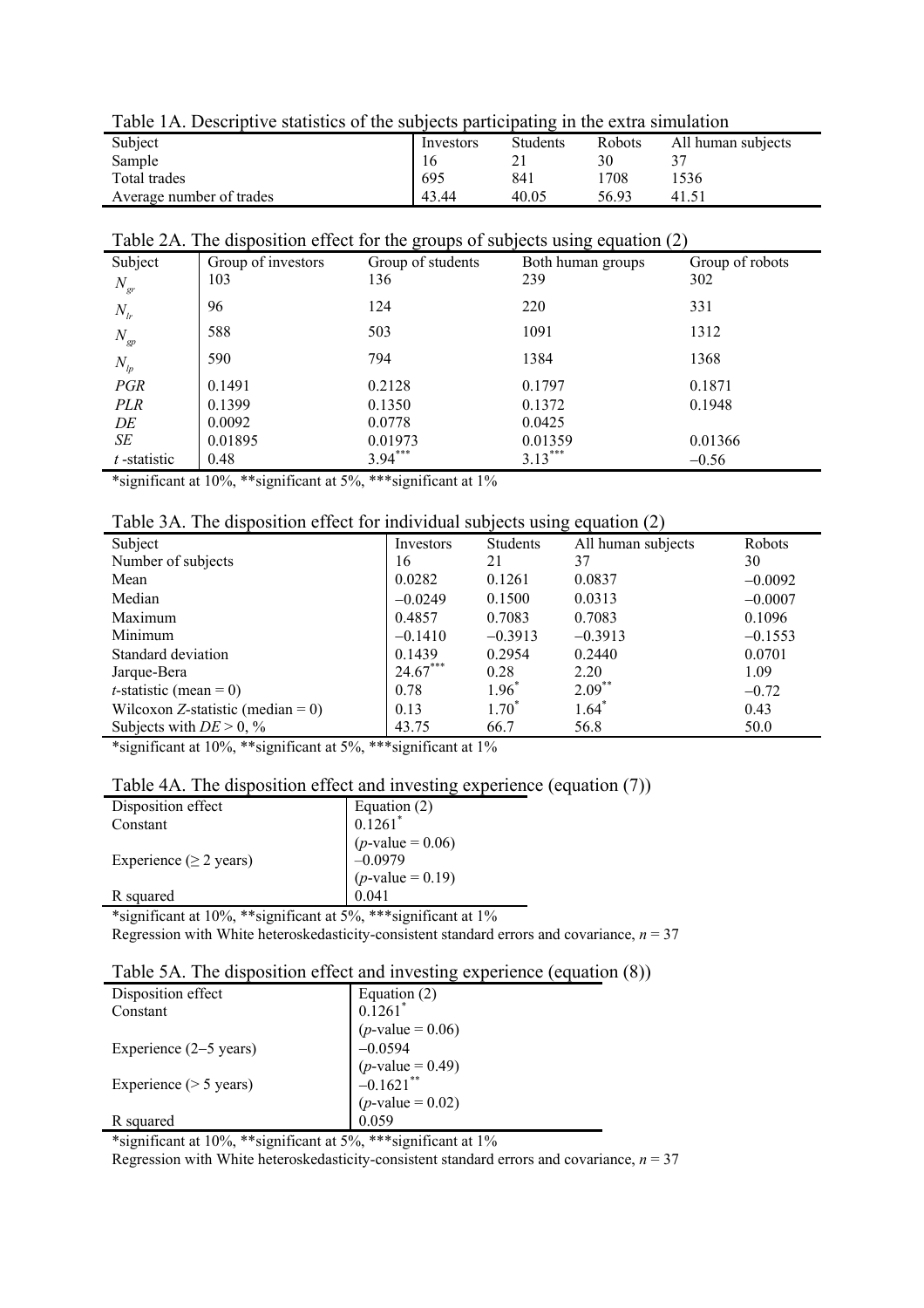Table 1A. Descriptive statistics of the subjects participating in the extra simulation

| Subject | Investors | Students | Robots | All human subjects |
|---|---|---|---|---|
| Sample | 16 | 21 | 30 | 37 |
| Total trades | 695 | 841 | 1708 | 1536 |
| Average number of trades | 43.44 | 40.05 | 56.93 | 41.51 |

Table 2A. The disposition effect for the groups of subjects using equation (2)

| Subject | Group of investors | Group of students | Both human groups | Group of robots |
|---|---|---|---|---|
| $N_{gr}$ | 103 | 136 | 239 | 302 |
| $N_{lr}$ | 96 | 124 | 220 | 331 |
| $N_{gp}$ | 588 | 503 | 1091 | 1312 |
| $N_{lp}$ | 590 | 794 | 1384 | 1368 |
| *PGR* | 0.1491 | 0.2128 | 0.1797 | 0.1871 |
| *PLR* | 0.1399 | 0.1350 | 0.1372 | 0.1948 |
| *DE* | 0.0092 | 0.0778 | 0.0425 | |
| *SE* | 0.01895 | 0.01973 | 0.01359 | 0.01366 |
| *t* -statistic | 0.48 | 3.94*** | 3.13*** | –0.56 |

*significant at 10%, **significant at 5%, ***significant at 1%

Table 3A. The disposition effect for individual subjects using equation (2)

| Subject | Investors | Students | All human subjects | Robots |
|---|---|---|---|---|
| Number of subjects | 16 | 21 | 37 | 30 |
| Mean | 0.0282 | 0.1261 | 0.0837 | –0.0092 |
| Median | –0.0249 | 0.1500 | 0.0313 | –0.0007 |
| Maximum | 0.4857 | 0.7083 | 0.7083 | 0.1096 |
| Minimum | –0.1410 | –0.3913 | –0.3913 | –0.1553 |
| Standard deviation | 0.1439 | 0.2954 | 0.2440 | 0.0701 |
| Jarque-Bera | 24.67*** | 0.28 | 2.20 | 1.09 |
| *t*-statistic (mean = 0) | 0.78 | 1.96* | 2.09** | –0.72 |
| Wilcoxon *Z*-statistic (median = 0) | 0.13 | 1.70* | 1.64* | 0.43 |
| Subjects with *DE* > 0, % | 43.75 | 66.7 | 56.8 | 50.0 |

*significant at 10%, **significant at 5%, ***significant at 1%

Table 4A. The disposition effect and investing experience (equation (7))

| Disposition effect | Equation (2) |
|---|---|
| Constant | 0.1261* |
| | (*p*-value = 0.06) |
| Experience (≥ 2 years) | –0.0979 |
| | (*p*-value = 0.19) |
| R squared | 0.041 |

*significant at 10%, **significant at 5%, ***significant at 1%
Regression with White heteroskedasticity-consistent standard errors and covariance, *n* = 37

Table 5A. The disposition effect and investing experience (equation (8))

| Disposition effect | Equation (2) |
|---|---|
| Constant | 0.1261* |
| | (*p*-value = 0.06) |
| Experience (2–5 years) | –0.0594 |
| | (*p*-value = 0.49) |
| Experience (> 5 years) | –0.1621** |
| | (*p*-value = 0.02) |
| R squared | 0.059 |

*significant at 10%, **significant at 5%, ***significant at 1%
Regression with White heteroskedasticity-consistent standard errors and covariance, *n* = 37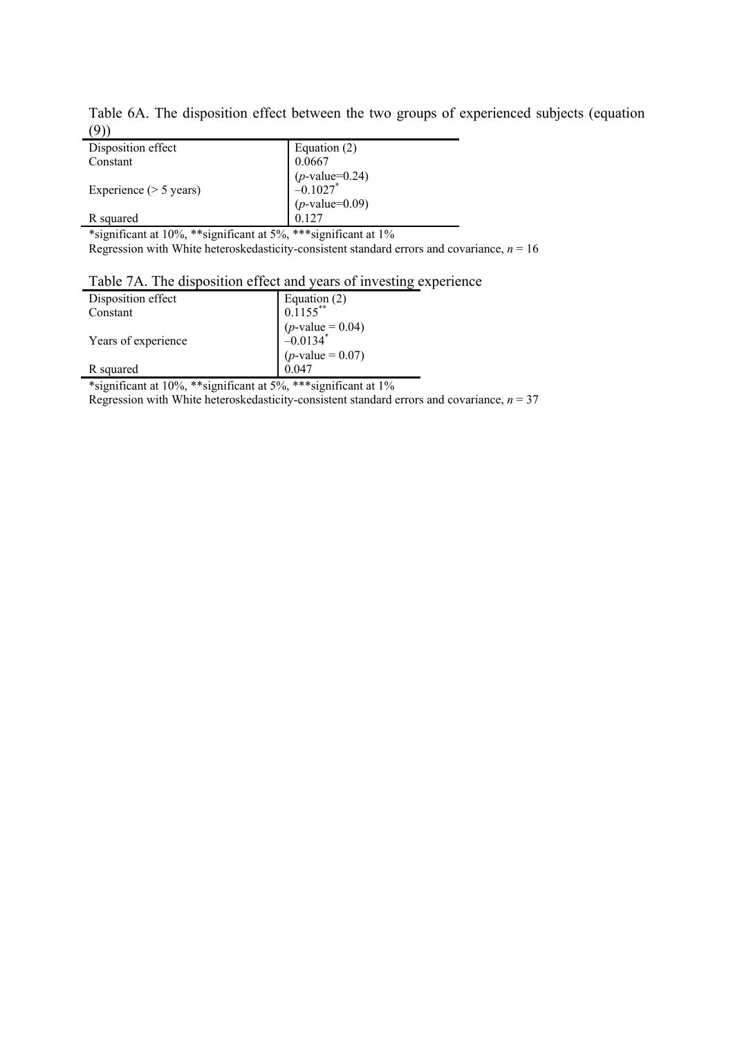Table 6A. The disposition effect between the two groups of experienced subjects (equation (9))

| Disposition effect | Equation (2) |
|---|---|
| Constant | 0.0667 |
| | ($p$-value=0.24) |
| Experience (> 5 years) | –0.1027* |
| | ($p$-value=0.09) |
| R squared | 0.127 |

*significant at 10%, **significant at 5%, ***significant at 1%

Regression with White heteroskedasticity-consistent standard errors and covariance, $n = 16$

Table 7A. The disposition effect and years of investing experience

| Disposition effect | Equation (2) |
|---|---|
| Constant | 0.1155** |
| | ($p$-value = 0.04) |
| Years of experience | –0.0134* |
| | ($p$-value = 0.07) |
| R squared | 0.047 |

*significant at 10%, **significant at 5%, ***significant at 1%

Regression with White heteroskedasticity-consistent standard errors and covariance, $n = 37$